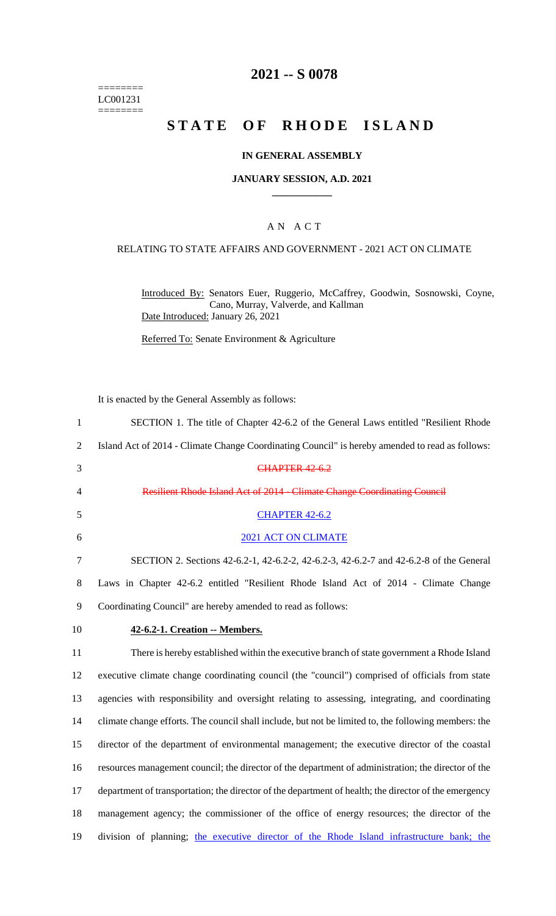========
LC001231
========

# 2021 -- S 0078

# STATE OF RHODE ISLAND

## IN GENERAL ASSEMBLY

## JANUARY SESSION, A.D. 2021

### A N A C T

RELATING TO STATE AFFAIRS AND GOVERNMENT - 2021 ACT ON CLIMATE

Introduced By: Senators Euer, Ruggerio, McCaffrey, Goodwin, Sosnowski, Coyne, Cano, Murray, Valverde, and Kallman

Date Introduced: January 26, 2021

Referred To: Senate Environment & Agriculture

It is enacted by the General Assembly as follows:

1 SECTION 1. The title of Chapter 42-6.2 of the General Laws entitled "Resilient Rhode
2 Island Act of 2014 - Climate Change Coordinating Council" is hereby amended to read as follows:

3 ~~CHAPTER 42-6.2~~

4 ~~Resilient Rhode Island Act of 2014 - Climate Change Coordinating Council~~

5 CHAPTER 42-6.2

6 2021 ACT ON CLIMATE

7 SECTION 2. Sections 42-6.2-1, 42-6.2-2, 42-6.2-3, 42-6.2-7 and 42-6.2-8 of the General
8 Laws in Chapter 42-6.2 entitled "Resilient Rhode Island Act of 2014 - Climate Change
9 Coordinating Council" are hereby amended to read as follows:

10 **42-6.2-1. Creation -- Members.**

11 There is hereby established within the executive branch of state government a Rhode Island
12 executive climate change coordinating council (the "council") comprised of officials from state
13 agencies with responsibility and oversight relating to assessing, integrating, and coordinating
14 climate change efforts. The council shall include, but not be limited to, the following members: the
15 director of the department of environmental management; the executive director of the coastal
16 resources management council; the director of the department of administration; the director of the
17 department of transportation; the director of the department of health; the director of the emergency
18 management agency; the commissioner of the office of energy resources; the director of the
19 division of planning; the executive director of the Rhode Island infrastructure bank; the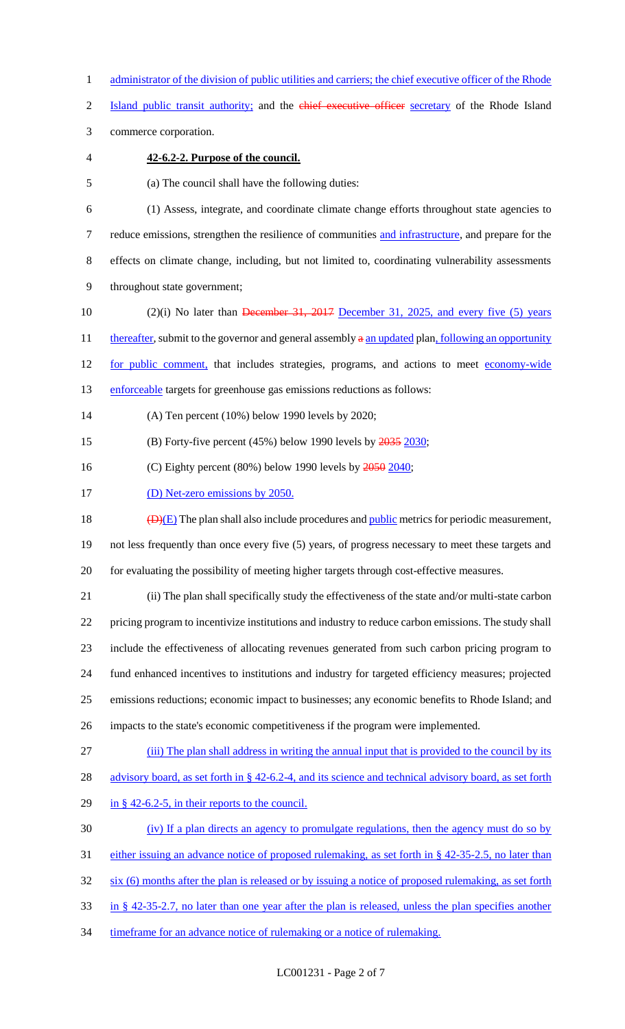administrator of the division of public utilities and carriers; the chief executive officer of the Rhode Island public transit authority; and the ~~chief executive officer~~ secretary of the Rhode Island commerce corporation.

**42-6.2-2. Purpose of the council.**

(a) The council shall have the following duties:

(1) Assess, integrate, and coordinate climate change efforts throughout state agencies to reduce emissions, strengthen the resilience of communities and infrastructure, and prepare for the effects on climate change, including, but not limited to, coordinating vulnerability assessments throughout state government;

(2)(i) No later than ~~December 31, 2017~~ December 31, 2025, and every five (5) years thereafter, submit to the governor and general assembly ~~a~~ an updated plan, following an opportunity for public comment, that includes strategies, programs, and actions to meet economy-wide enforceable targets for greenhouse gas emissions reductions as follows:

(A) Ten percent (10%) below 1990 levels by 2020;

(B) Forty-five percent (45%) below 1990 levels by ~~2035~~ 2030;

(C) Eighty percent (80%) below 1990 levels by ~~2050~~ 2040;

(D) Net-zero emissions by 2050.

~~(D)~~(E) The plan shall also include procedures and public metrics for periodic measurement, not less frequently than once every five (5) years, of progress necessary to meet these targets and for evaluating the possibility of meeting higher targets through cost-effective measures.

(ii) The plan shall specifically study the effectiveness of the state and/or multi-state carbon pricing program to incentivize institutions and industry to reduce carbon emissions. The study shall include the effectiveness of allocating revenues generated from such carbon pricing program to fund enhanced incentives to institutions and industry for targeted efficiency measures; projected emissions reductions; economic impact to businesses; any economic benefits to Rhode Island; and impacts to the state's economic competitiveness if the program were implemented.

(iii) The plan shall address in writing the annual input that is provided to the council by its advisory board, as set forth in § 42-6.2-4, and its science and technical advisory board, as set forth in § 42-6.2-5, in their reports to the council.

(iv) If a plan directs an agency to promulgate regulations, then the agency must do so by either issuing an advance notice of proposed rulemaking, as set forth in § 42-35-2.5, no later than six (6) months after the plan is released or by issuing a notice of proposed rulemaking, as set forth in § 42-35-2.7, no later than one year after the plan is released, unless the plan specifies another timeframe for an advance notice of rulemaking or a notice of rulemaking.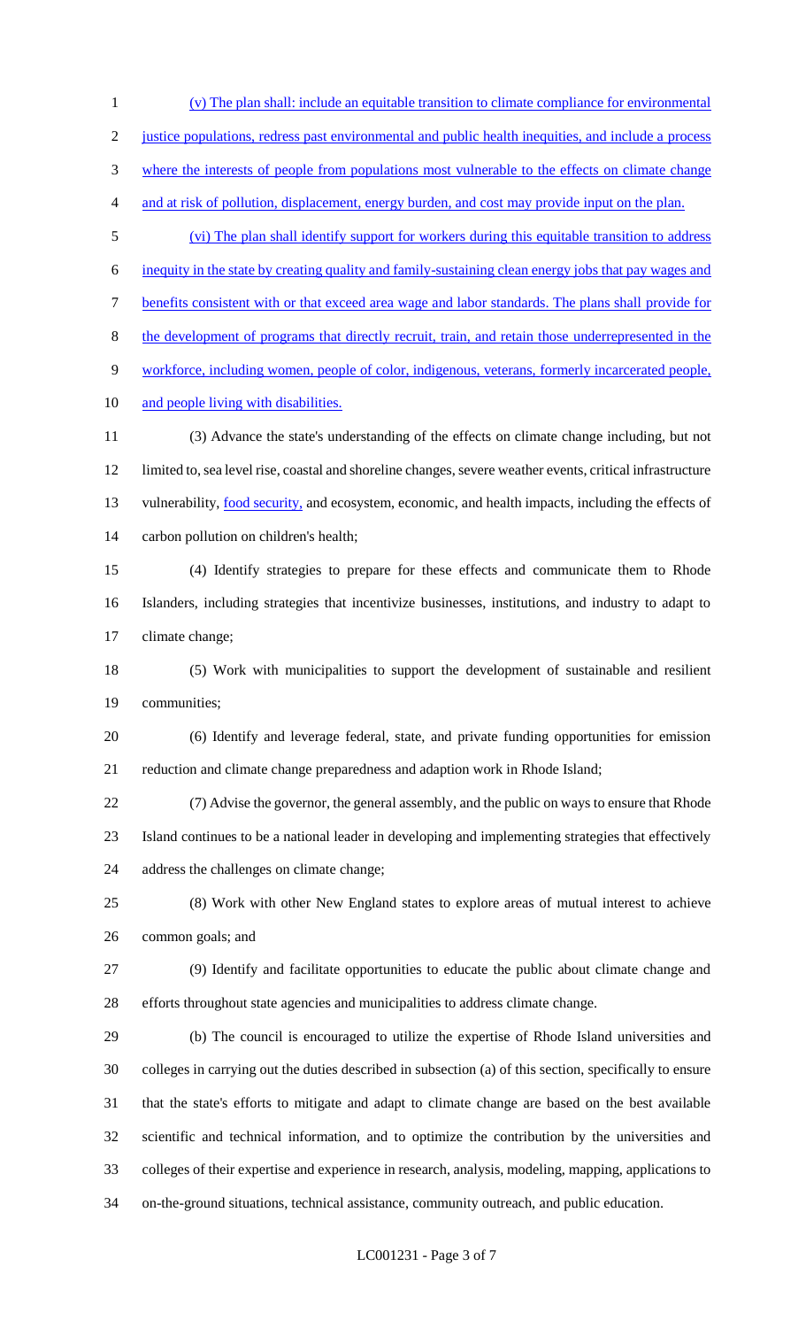(v) The plan shall: include an equitable transition to climate compliance for environmental justice populations, redress past environmental and public health inequities, and include a process where the interests of people from populations most vulnerable to the effects on climate change and at risk of pollution, displacement, energy burden, and cost may provide input on the plan.

(vi) The plan shall identify support for workers during this equitable transition to address inequity in the state by creating quality and family-sustaining clean energy jobs that pay wages and benefits consistent with or that exceed area wage and labor standards. The plans shall provide for the development of programs that directly recruit, train, and retain those underrepresented in the workforce, including women, people of color, indigenous, veterans, formerly incarcerated people, and people living with disabilities.

(3) Advance the state's understanding of the effects on climate change including, but not limited to, sea level rise, coastal and shoreline changes, severe weather events, critical infrastructure vulnerability, food security, and ecosystem, economic, and health impacts, including the effects of carbon pollution on children's health;

(4) Identify strategies to prepare for these effects and communicate them to Rhode Islanders, including strategies that incentivize businesses, institutions, and industry to adapt to climate change;

(5) Work with municipalities to support the development of sustainable and resilient communities;

(6) Identify and leverage federal, state, and private funding opportunities for emission reduction and climate change preparedness and adaption work in Rhode Island;

(7) Advise the governor, the general assembly, and the public on ways to ensure that Rhode Island continues to be a national leader in developing and implementing strategies that effectively address the challenges on climate change;

(8) Work with other New England states to explore areas of mutual interest to achieve common goals; and

(9) Identify and facilitate opportunities to educate the public about climate change and efforts throughout state agencies and municipalities to address climate change.

(b) The council is encouraged to utilize the expertise of Rhode Island universities and colleges in carrying out the duties described in subsection (a) of this section, specifically to ensure that the state's efforts to mitigate and adapt to climate change are based on the best available scientific and technical information, and to optimize the contribution by the universities and colleges of their expertise and experience in research, analysis, modeling, mapping, applications to on-the-ground situations, technical assistance, community outreach, and public education.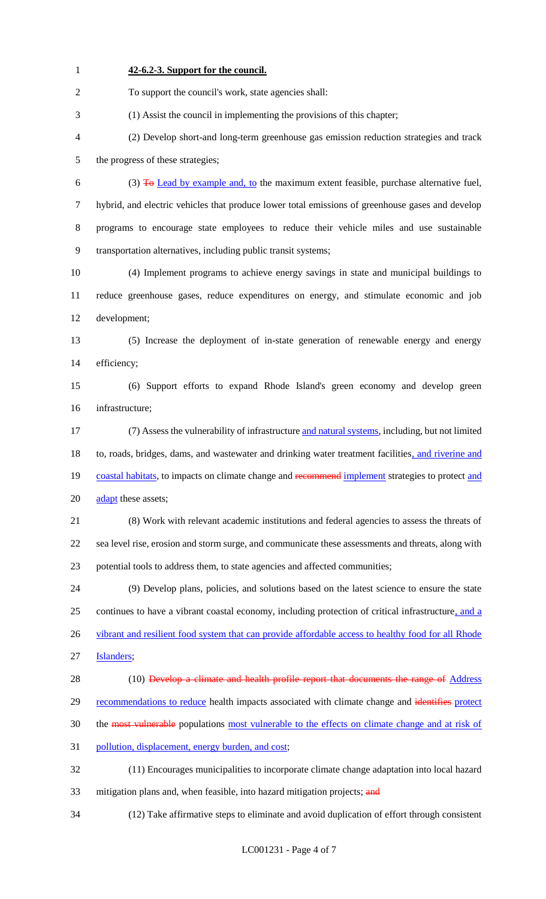**42-6.2-3. Support for the council.**

To support the council's work, state agencies shall:

(1) Assist the council in implementing the provisions of this chapter;

(2) Develop short-and long-term greenhouse gas emission reduction strategies and track the progress of these strategies;

(3) ~~To~~ Lead by example and, to the maximum extent feasible, purchase alternative fuel, hybrid, and electric vehicles that produce lower total emissions of greenhouse gases and develop programs to encourage state employees to reduce their vehicle miles and use sustainable transportation alternatives, including public transit systems;

(4) Implement programs to achieve energy savings in state and municipal buildings to reduce greenhouse gases, reduce expenditures on energy, and stimulate economic and job development;

(5) Increase the deployment of in-state generation of renewable energy and energy efficiency;

(6) Support efforts to expand Rhode Island's green economy and develop green infrastructure;

(7) Assess the vulnerability of infrastructure and natural systems, including, but not limited to, roads, bridges, dams, and wastewater and drinking water treatment facilities, and riverine and coastal habitats, to impacts on climate change and ~~recommend~~ implement strategies to protect and adapt these assets;

(8) Work with relevant academic institutions and federal agencies to assess the threats of sea level rise, erosion and storm surge, and communicate these assessments and threats, along with potential tools to address them, to state agencies and affected communities;

(9) Develop plans, policies, and solutions based on the latest science to ensure the state continues to have a vibrant coastal economy, including protection of critical infrastructure, and a vibrant and resilient food system that can provide affordable access to healthy food for all Rhode Islanders;

(10) ~~Develop a climate and health profile report that documents the range of~~ Address recommendations to reduce health impacts associated with climate change and ~~identifies~~ protect the ~~most vulnerable~~ populations most vulnerable to the effects on climate change and at risk of pollution, displacement, energy burden, and cost;

(11) Encourages municipalities to incorporate climate change adaptation into local hazard mitigation plans and, when feasible, into hazard mitigation projects; ~~and~~

(12) Take affirmative steps to eliminate and avoid duplication of effort through consistent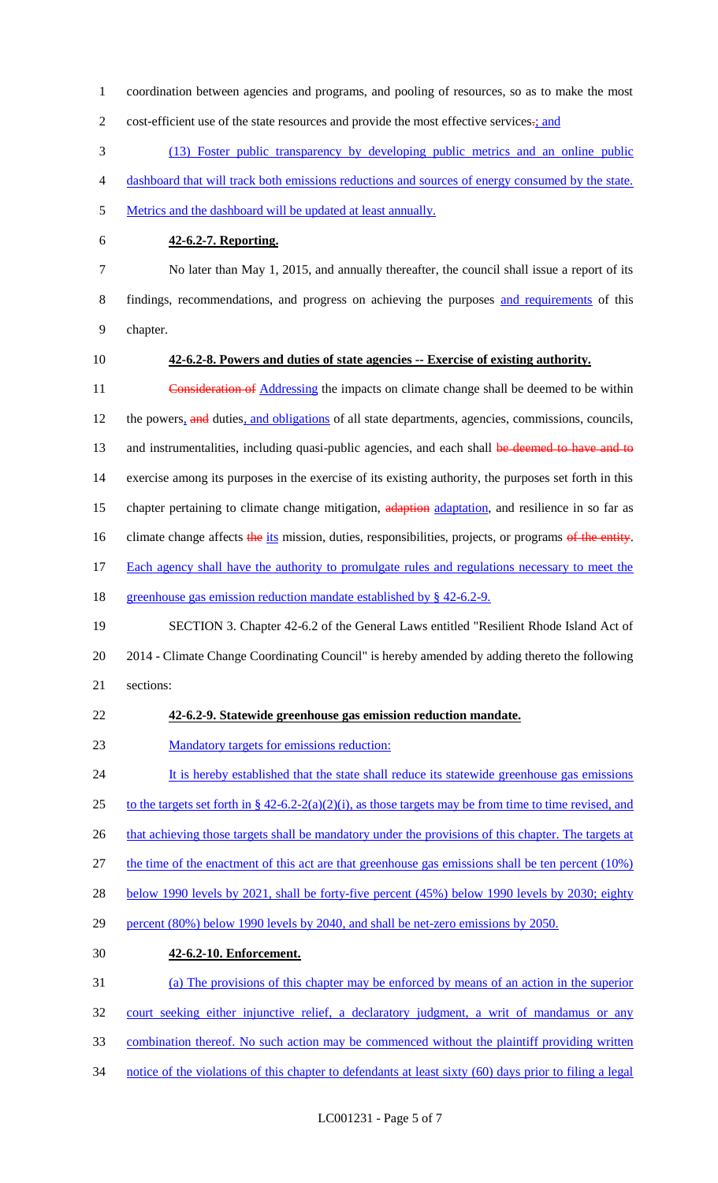coordination between agencies and programs, and pooling of resources, so as to make the most cost-efficient use of the state resources and provide the most effective services.; and

(13) Foster public transparency by developing public metrics and an online public dashboard that will track both emissions reductions and sources of energy consumed by the state. Metrics and the dashboard will be updated at least annually.

**42-6.2-7. Reporting.**

No later than May 1, 2015, and annually thereafter, the council shall issue a report of its findings, recommendations, and progress on achieving the purposes and requirements of this chapter.

**42-6.2-8. Powers and duties of state agencies -- Exercise of existing authority.**

Consideration of Addressing the impacts on climate change shall be deemed to be within the powers, and duties, and obligations of all state departments, agencies, commissions, councils, and instrumentalities, including quasi-public agencies, and each shall be deemed to have and to exercise among its purposes in the exercise of its existing authority, the purposes set forth in this chapter pertaining to climate change mitigation, adaption adaptation, and resilience in so far as climate change affects the its mission, duties, responsibilities, projects, or programs of the entity. Each agency shall have the authority to promulgate rules and regulations necessary to meet the greenhouse gas emission reduction mandate established by § 42-6.2-9.

SECTION 3. Chapter 42-6.2 of the General Laws entitled "Resilient Rhode Island Act of 2014 - Climate Change Coordinating Council" is hereby amended by adding thereto the following sections:

**42-6.2-9. Statewide greenhouse gas emission reduction mandate.**

Mandatory targets for emissions reduction:

It is hereby established that the state shall reduce its statewide greenhouse gas emissions to the targets set forth in § 42-6.2-2(a)(2)(i), as those targets may be from time to time revised, and that achieving those targets shall be mandatory under the provisions of this chapter. The targets at the time of the enactment of this act are that greenhouse gas emissions shall be ten percent (10%) below 1990 levels by 2021, shall be forty-five percent (45%) below 1990 levels by 2030; eighty percent (80%) below 1990 levels by 2040, and shall be net-zero emissions by 2050.

**42-6.2-10. Enforcement.**

(a) The provisions of this chapter may be enforced by means of an action in the superior court seeking either injunctive relief, a declaratory judgment, a writ of mandamus or any combination thereof. No such action may be commenced without the plaintiff providing written notice of the violations of this chapter to defendants at least sixty (60) days prior to filing a legal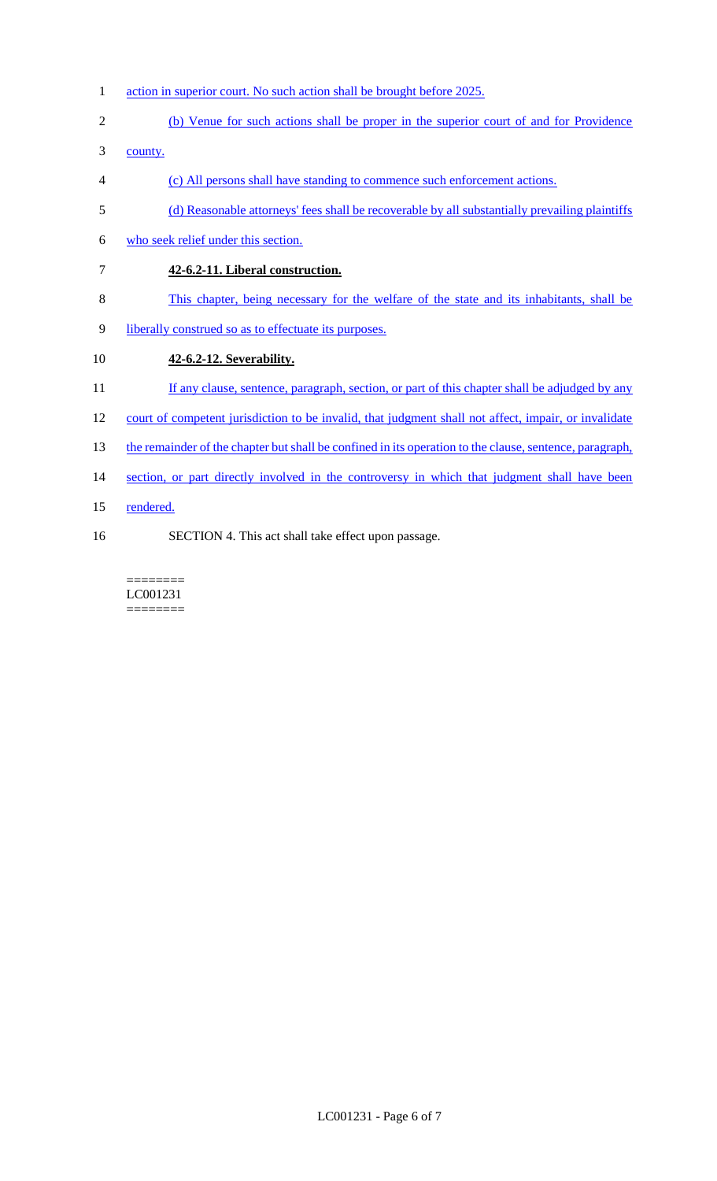action in superior court. No such action shall be brought before 2025.

(b) Venue for such actions shall be proper in the superior court of and for Providence county.

(c) All persons shall have standing to commence such enforcement actions.

(d) Reasonable attorneys' fees shall be recoverable by all substantially prevailing plaintiffs who seek relief under this section.

**42-6.2-11. Liberal construction.**

This chapter, being necessary for the welfare of the state and its inhabitants, shall be liberally construed so as to effectuate its purposes.

**42-6.2-12. Severability.**

If any clause, sentence, paragraph, section, or part of this chapter shall be adjudged by any court of competent jurisdiction to be invalid, that judgment shall not affect, impair, or invalidate the remainder of the chapter but shall be confined in its operation to the clause, sentence, paragraph, section, or part directly involved in the controversy in which that judgment shall have been rendered.

SECTION 4. This act shall take effect upon passage.

========
LC001231
========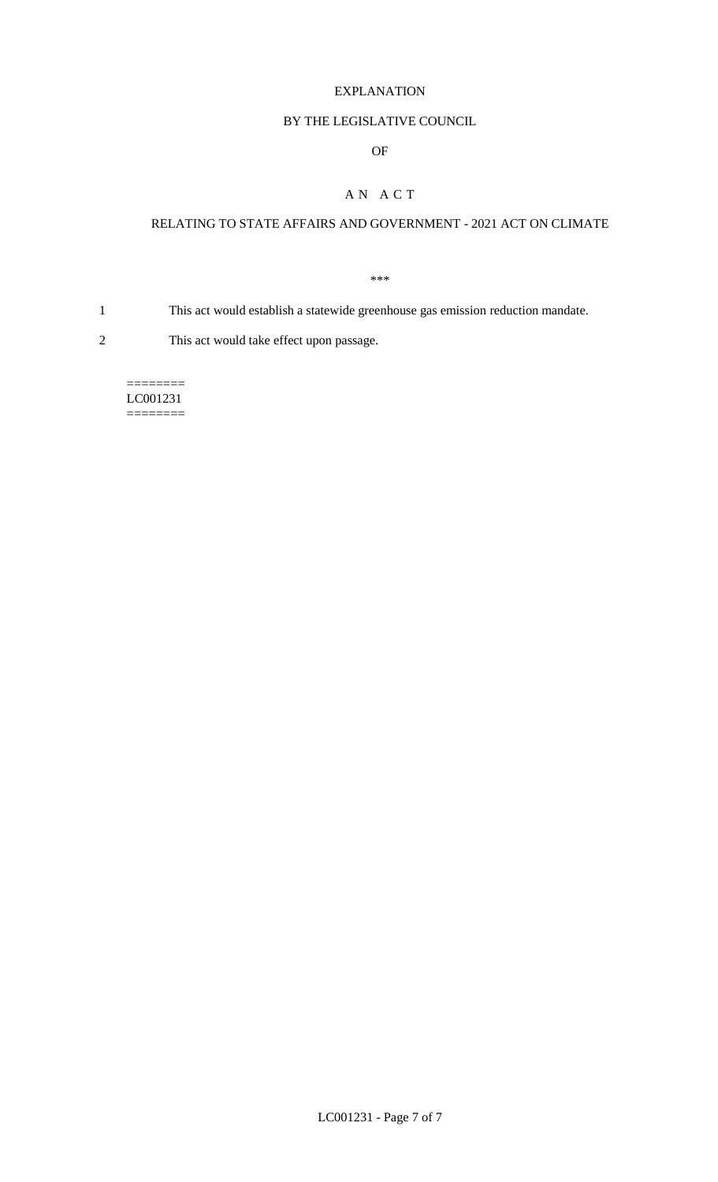EXPLANATION

BY THE LEGISLATIVE COUNCIL

OF

A N A C T

RELATING TO STATE AFFAIRS AND GOVERNMENT - 2021 ACT ON CLIMATE

\*\*\*

1 This act would establish a statewide greenhouse gas emission reduction mandate.

2 This act would take effect upon passage.

========
LC001231
========